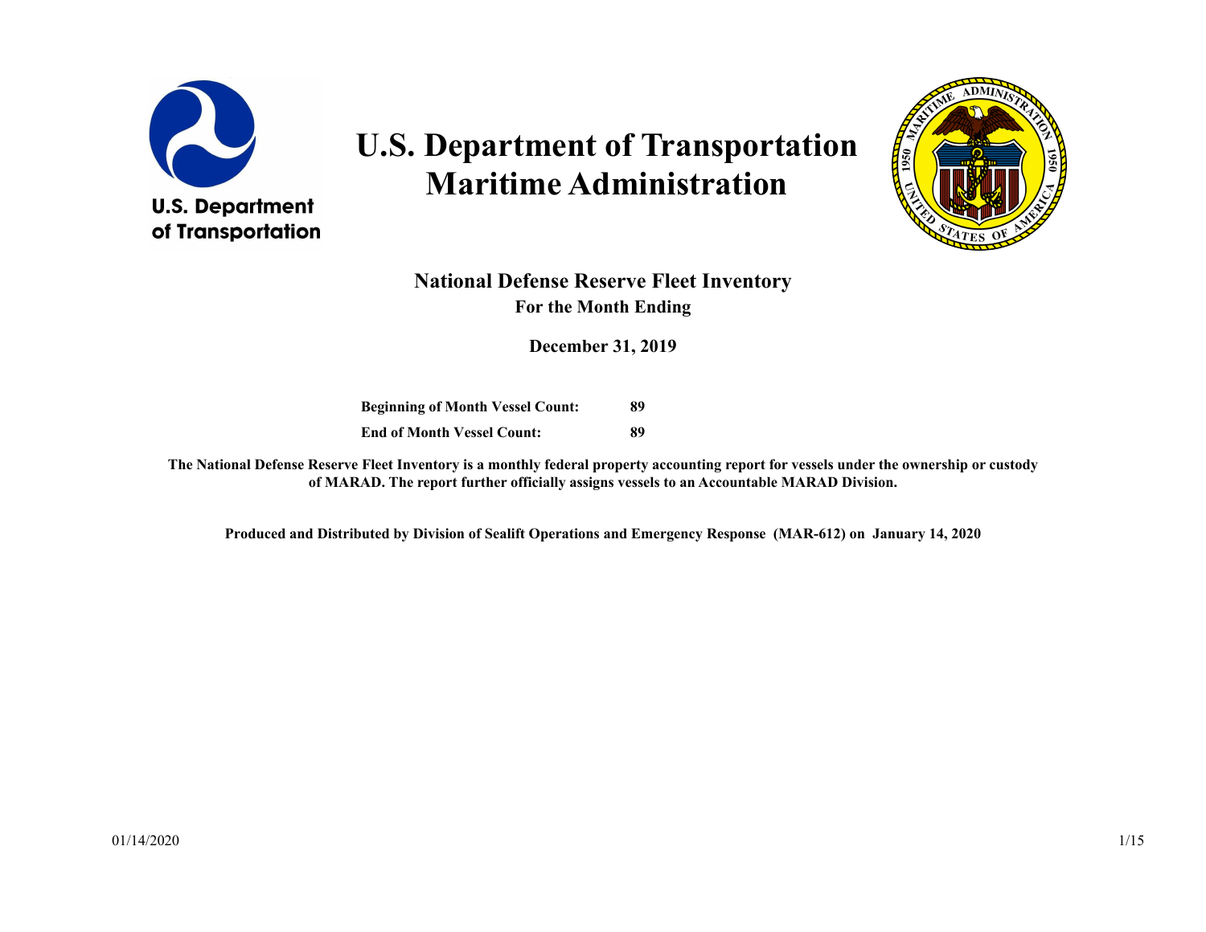# U.S. Department of Transportation
# Maritime Administration

## National Defense Reserve Fleet Inventory

**For the Month Ending**

**December 31, 2019**

| | |
|---|---|
| **Beginning of Month Vessel Count:** | **89** |
| **End of Month Vessel Count:** | **89** |

**The National Defense Reserve Fleet Inventory is a monthly federal property accounting report for vessels under the ownership or custody of MARAD. The report further officially assigns vessels to an Accountable MARAD Division.**

**Produced and Distributed by Division of Sealift Operations and Emergency Response (MAR-612) on January 14, 2020**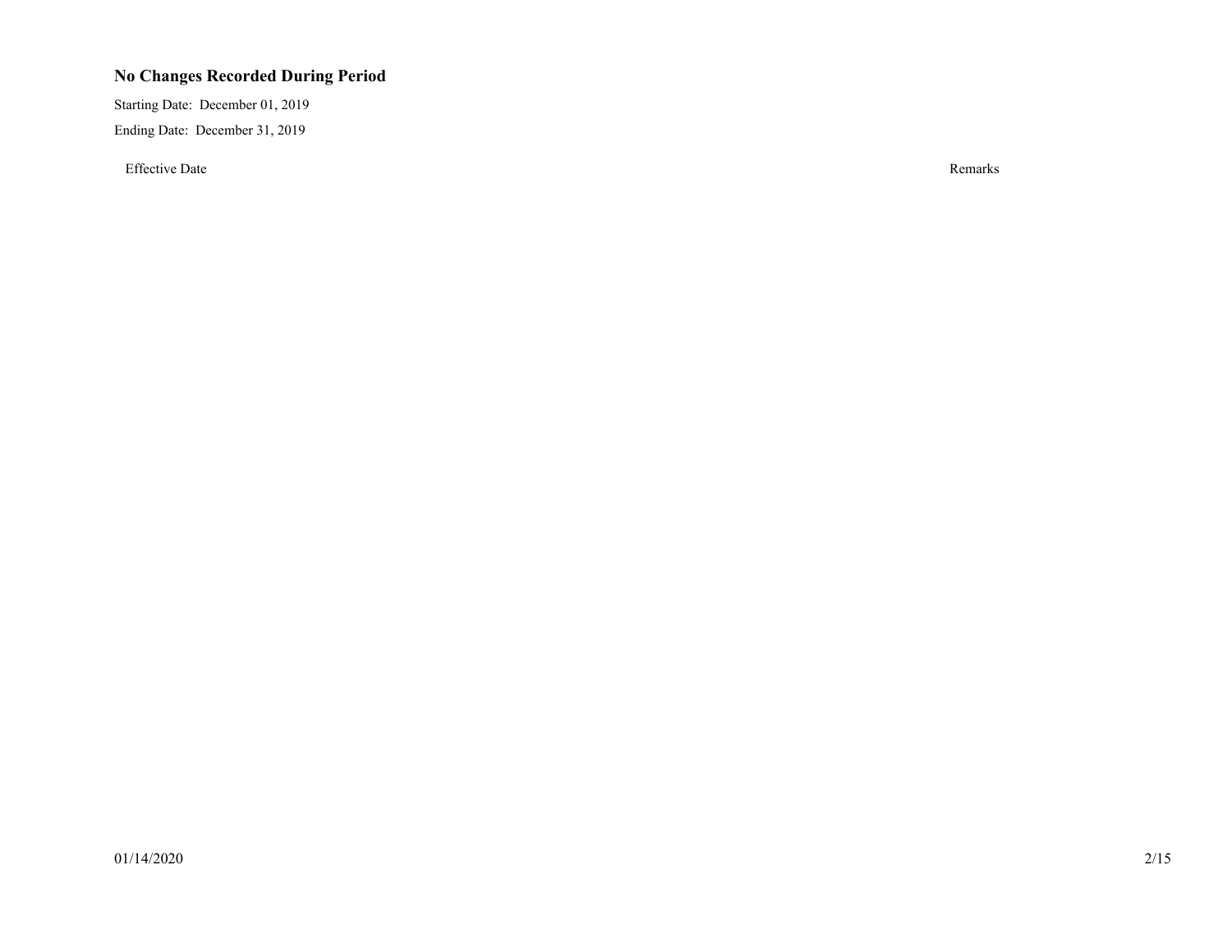### No Changes Recorded During Period

Starting Date: December 01, 2019

Ending Date: December 31, 2019

| Effective Date | Remarks |
| --- | --- |

01/14/2020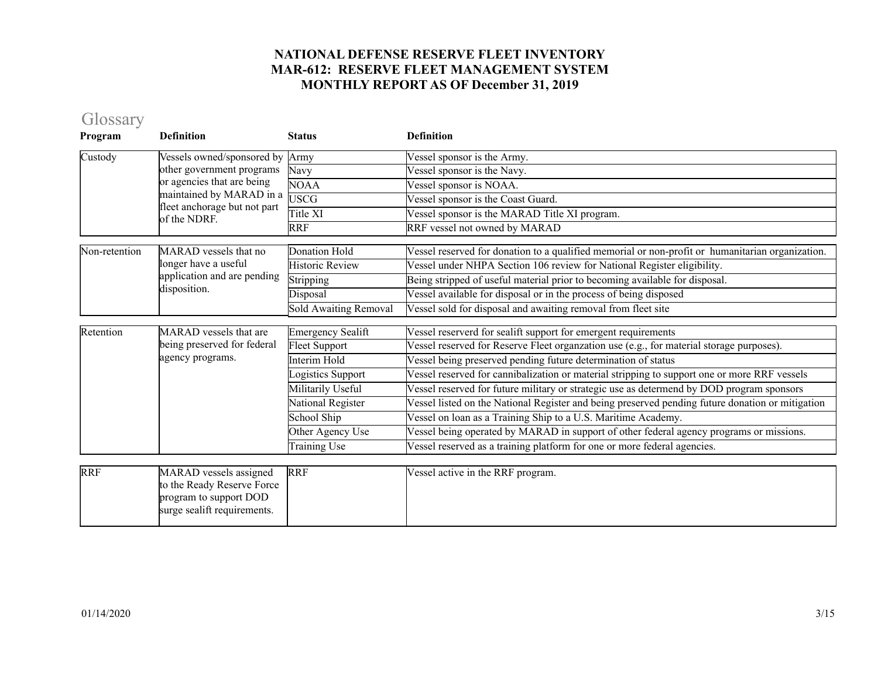**NATIONAL DEFENSE RESERVE FLEET INVENTORY**
**MAR-612: RESERVE FLEET MANAGEMENT SYSTEM**
**MONTHLY REPORT AS OF December 31, 2019**

## Glossary

| Program | Definition | Status | Definition |
|---|---|---|---|
| Custody | Vessels owned/sponsored by other government programs or agencies that are being maintained by MARAD in a fleet anchorage but not part of the NDRF. | Army | Vessel sponsor is the Army. |
| | | Navy | Vessel sponsor is the Navy. |
| | | NOAA | Vessel sponsor is NOAA. |
| | | USCG | Vessel sponsor is the Coast Guard. |
| | | Title XI | Vessel sponsor is the MARAD Title XI program. |
| | | RRF | RRF vessel not owned by MARAD |
| Non-retention | MARAD vessels that no longer have a useful application and are pending disposition. | Donation Hold | Vessel reserved for donation to a qualified memorial or non-profit or humanitarian organization. |
| | | Historic Review | Vessel under NHPA Section 106 review for National Register eligibility. |
| | | Stripping | Being stripped of useful material prior to becoming available for disposal. |
| | | Disposal | Vessel available for disposal or in the process of being disposed |
| | | Sold Awaiting Removal | Vessel sold for disposal and awaiting removal from fleet site |
| Retention | MARAD vessels that are being preserved for federal agency programs. | Emergency Sealift | Vessel reserverd for sealift support for emergent requirements |
| | | Fleet Support | Vessel reserved for Reserve Fleet organzation use (e.g., for material storage purposes). |
| | | Interim Hold | Vessel being preserved pending future determination of status |
| | | Logistics Support | Vessel reserved for cannibalization or material stripping to support one or more RRF vessels |
| | | Militarily Useful | Vessel reserved for future military or strategic use as determend by DOD program sponsors |
| | | National Register | Vessel listed on the National Register and being preserved pending future donation or mitigation |
| | | School Ship | Vessel on loan as a Training Ship to a U.S. Maritime Academy. |
| | | Other Agency Use | Vessel being operated by MARAD in support of other federal agency programs or missions. |
| | | Training Use | Vessel reserved as a training platform for one or more federal agencies. |
| RRF | MARAD vessels assigned to the Ready Reserve Force program to support DOD surge sealift requirements. | RRF | Vessel active in the RRF program. |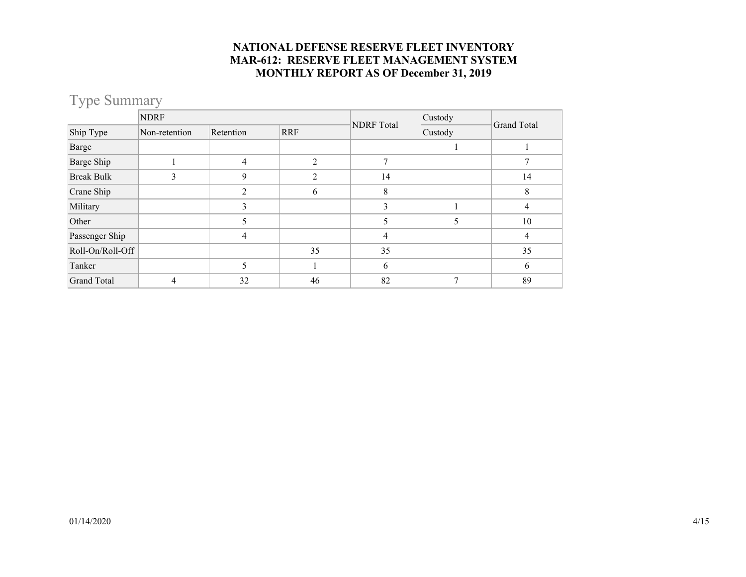**NATIONAL DEFENSE RESERVE FLEET INVENTORY**
**MAR-612: RESERVE FLEET MANAGEMENT SYSTEM**
**MONTHLY REPORT AS OF December 31, 2019**

## Type Summary

| | NDRF | | | NDRF Total | Custody | Grand Total |
|---|---|---|---|---|---|---|
| Ship Type | Non-retention | Retention | RRF | | Custody | |
| Barge | | | | | 1 | 1 |
| Barge Ship | 1 | 4 | 2 | 7 | | 7 |
| Break Bulk | 3 | 9 | 2 | 14 | | 14 |
| Crane Ship | | 2 | 6 | 8 | | 8 |
| Military | | 3 | | 3 | 1 | 4 |
| Other | | 5 | | 5 | 5 | 10 |
| Passenger Ship | | 4 | | 4 | | 4 |
| Roll-On/Roll-Off | | | 35 | 35 | | 35 |
| Tanker | | 5 | 1 | 6 | | 6 |
| Grand Total | 4 | 32 | 46 | 82 | 7 | 89 |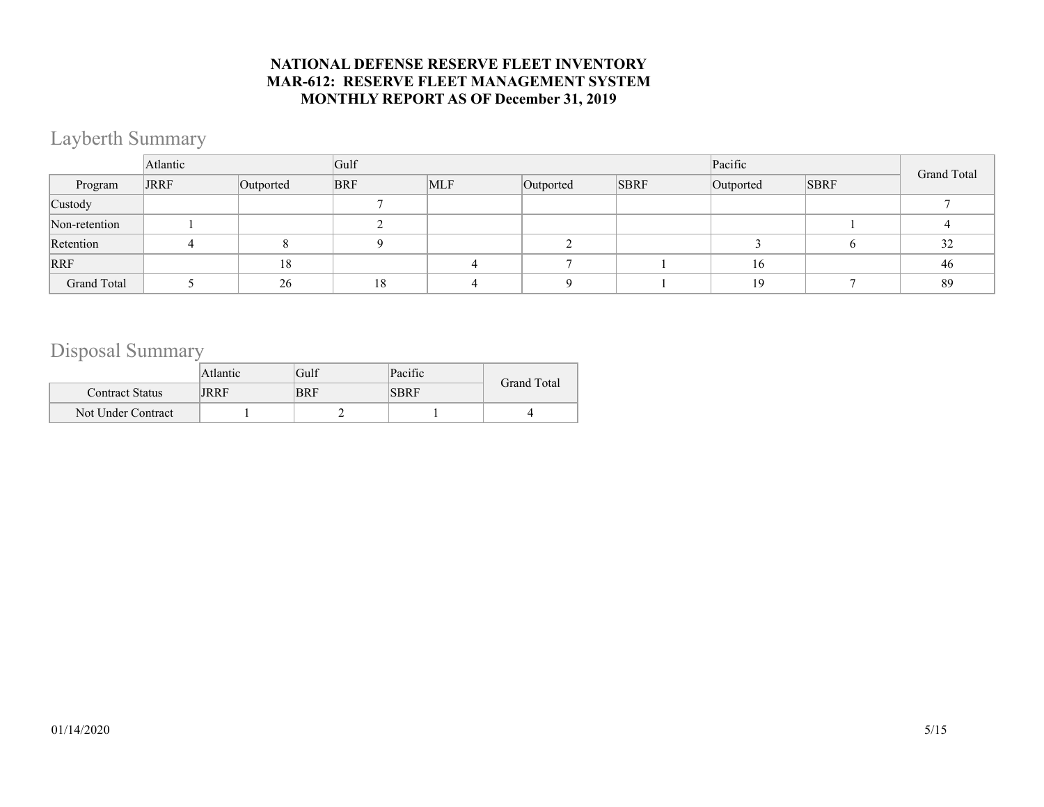**NATIONAL DEFENSE RESERVE FLEET INVENTORY**
**MAR-612: RESERVE FLEET MANAGEMENT SYSTEM**
**MONTHLY REPORT AS OF December 31, 2019**

## Layberth Summary

| | Atlantic | | Gulf | | | | Pacific | | Grand Total |
|---|---|---|---|---|---|---|---|---|---|
| Program | JRRF | Outported | BRF | MLF | Outported | SBRF | Outported | SBRF | |
| Custody | | | 7 | | | | | | 7 |
| Non-retention | 1 | | 2 | | | | | 1 | 4 |
| Retention | 4 | 8 | 9 | | 2 | | 3 | 6 | 32 |
| RRF | | 18 | | 4 | 7 | 1 | 16 | | 46 |
| Grand Total | 5 | 26 | 18 | 4 | 9 | 1 | 19 | 7 | 89 |

## Disposal Summary

| | Atlantic | Gulf | Pacific | Grand Total |
|---|---|---|---|---|
| Contract Status | JRRF | BRF | SBRF | |
| Not Under Contract | 1 | 2 | 1 | 4 |

01/14/2020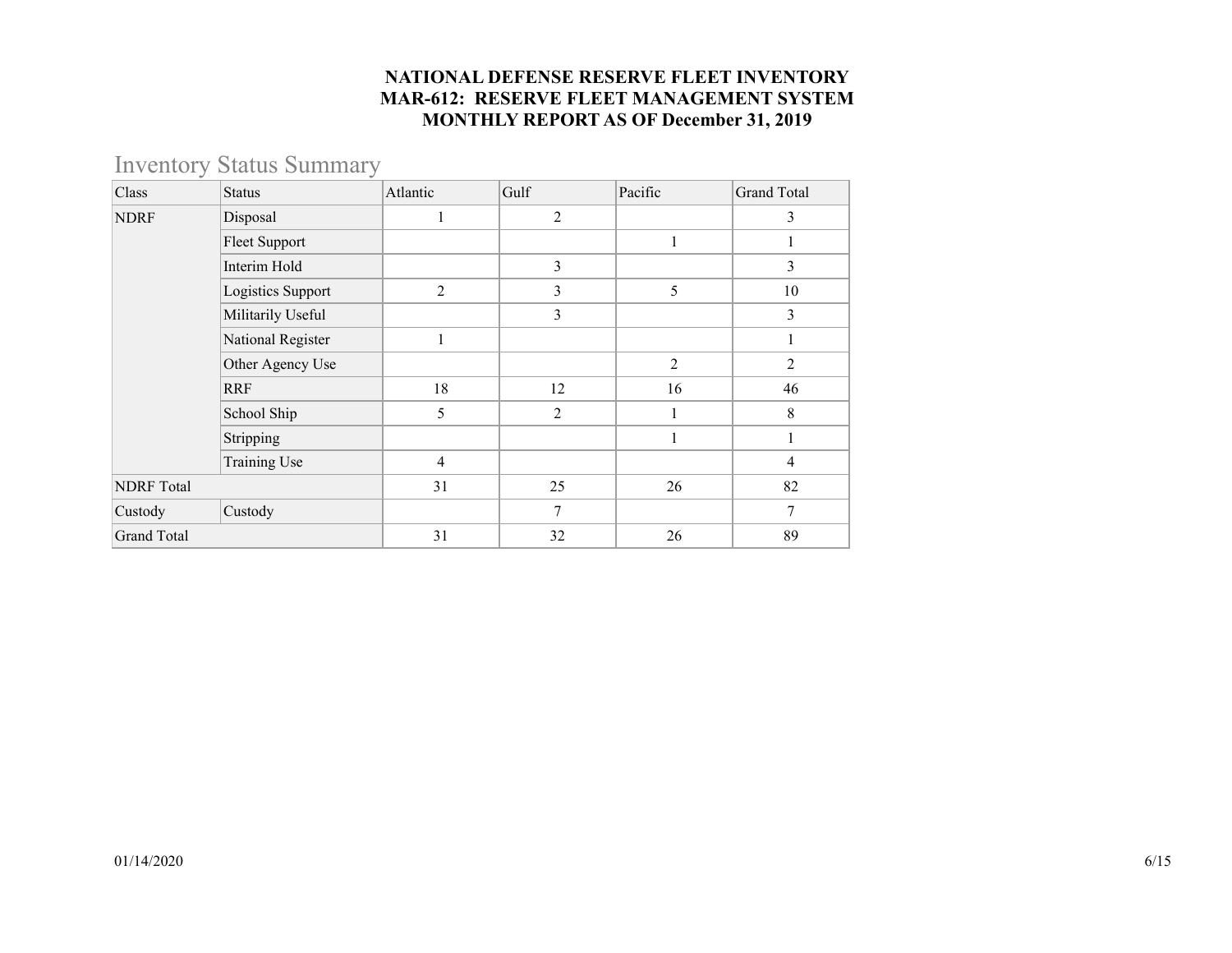**NATIONAL DEFENSE RESERVE FLEET INVENTORY**
**MAR-612: RESERVE FLEET MANAGEMENT SYSTEM**
**MONTHLY REPORT AS OF December 31, 2019**

## Inventory Status Summary

| Class | Status | Atlantic | Gulf | Pacific | Grand Total |
|---|---|---|---|---|---|
| NDRF | Disposal | 1 | 2 | | 3 |
| | Fleet Support | | | 1 | 1 |
| | Interim Hold | | 3 | | 3 |
| | Logistics Support | 2 | 3 | 5 | 10 |
| | Militarily Useful | | 3 | | 3 |
| | National Register | 1 | | | 1 |
| | Other Agency Use | | | 2 | 2 |
| | RRF | 18 | 12 | 16 | 46 |
| | School Ship | 5 | 2 | 1 | 8 |
| | Stripping | | | 1 | 1 |
| | Training Use | 4 | | | 4 |
| NDRF Total | | 31 | 25 | 26 | 82 |
| Custody | Custody | | 7 | | 7 |
| Grand Total | | 31 | 32 | 26 | 89 |

01/14/2020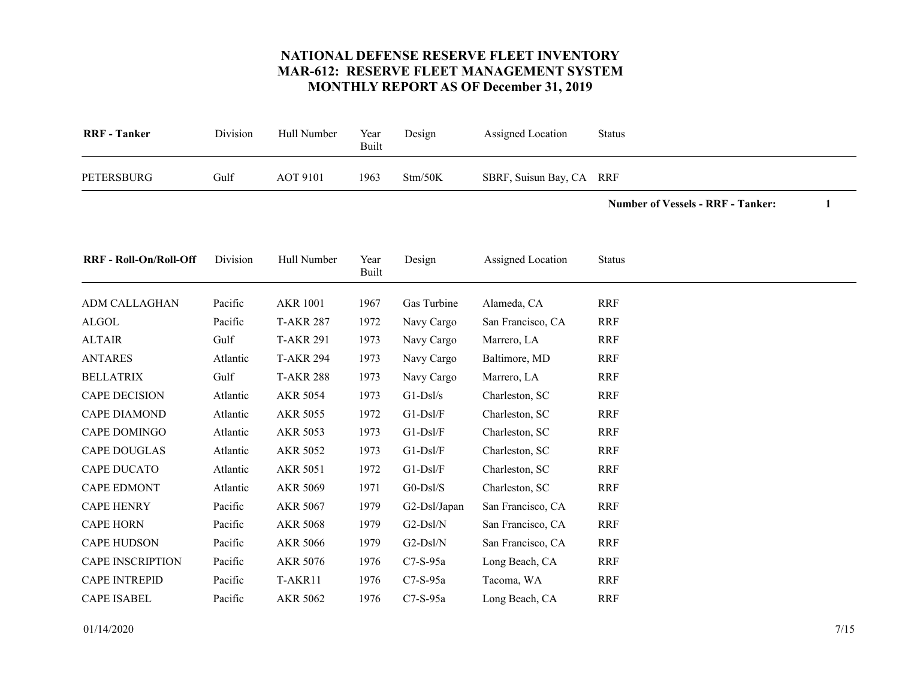# NATIONAL DEFENSE RESERVE FLEET INVENTORY
## MAR-612: RESERVE FLEET MANAGEMENT SYSTEM
## MONTHLY REPORT AS OF December 31, 2019

| RRF - Tanker | Division | Hull Number | Year Built | Design | Assigned Location | Status |
|---|---|---|---|---|---|---|
| PETERSBURG | Gulf | AOT 9101 | 1963 | Stm/50K | SBRF, Suisun Bay, CA | RRF |

**Number of Vessels - RRF - Tanker: 1**

| RRF - Roll-On/Roll-Off | Division | Hull Number | Year Built | Design | Assigned Location | Status |
|---|---|---|---|---|---|---|
| ADM CALLAGHAN | Pacific | AKR 1001 | 1967 | Gas Turbine | Alameda, CA | RRF |
| ALGOL | Pacific | T-AKR 287 | 1972 | Navy Cargo | San Francisco, CA | RRF |
| ALTAIR | Gulf | T-AKR 291 | 1973 | Navy Cargo | Marrero, LA | RRF |
| ANTARES | Atlantic | T-AKR 294 | 1973 | Navy Cargo | Baltimore, MD | RRF |
| BELLATRIX | Gulf | T-AKR 288 | 1973 | Navy Cargo | Marrero, LA | RRF |
| CAPE DECISION | Atlantic | AKR 5054 | 1973 | G1-Dsl/s | Charleston, SC | RRF |
| CAPE DIAMOND | Atlantic | AKR 5055 | 1972 | G1-Dsl/F | Charleston, SC | RRF |
| CAPE DOMINGO | Atlantic | AKR 5053 | 1973 | G1-Dsl/F | Charleston, SC | RRF |
| CAPE DOUGLAS | Atlantic | AKR 5052 | 1973 | G1-Dsl/F | Charleston, SC | RRF |
| CAPE DUCATO | Atlantic | AKR 5051 | 1972 | G1-Dsl/F | Charleston, SC | RRF |
| CAPE EDMONT | Atlantic | AKR 5069 | 1971 | G0-Dsl/S | Charleston, SC | RRF |
| CAPE HENRY | Pacific | AKR 5067 | 1979 | G2-Dsl/Japan | San Francisco, CA | RRF |
| CAPE HORN | Pacific | AKR 5068 | 1979 | G2-Dsl/N | San Francisco, CA | RRF |
| CAPE HUDSON | Pacific | AKR 5066 | 1979 | G2-Dsl/N | San Francisco, CA | RRF |
| CAPE INSCRIPTION | Pacific | AKR 5076 | 1976 | C7-S-95a | Long Beach, CA | RRF |
| CAPE INTREPID | Pacific | T-AKR11 | 1976 | C7-S-95a | Tacoma, WA | RRF |
| CAPE ISABEL | Pacific | AKR 5062 | 1976 | C7-S-95a | Long Beach, CA | RRF |

01/14/2020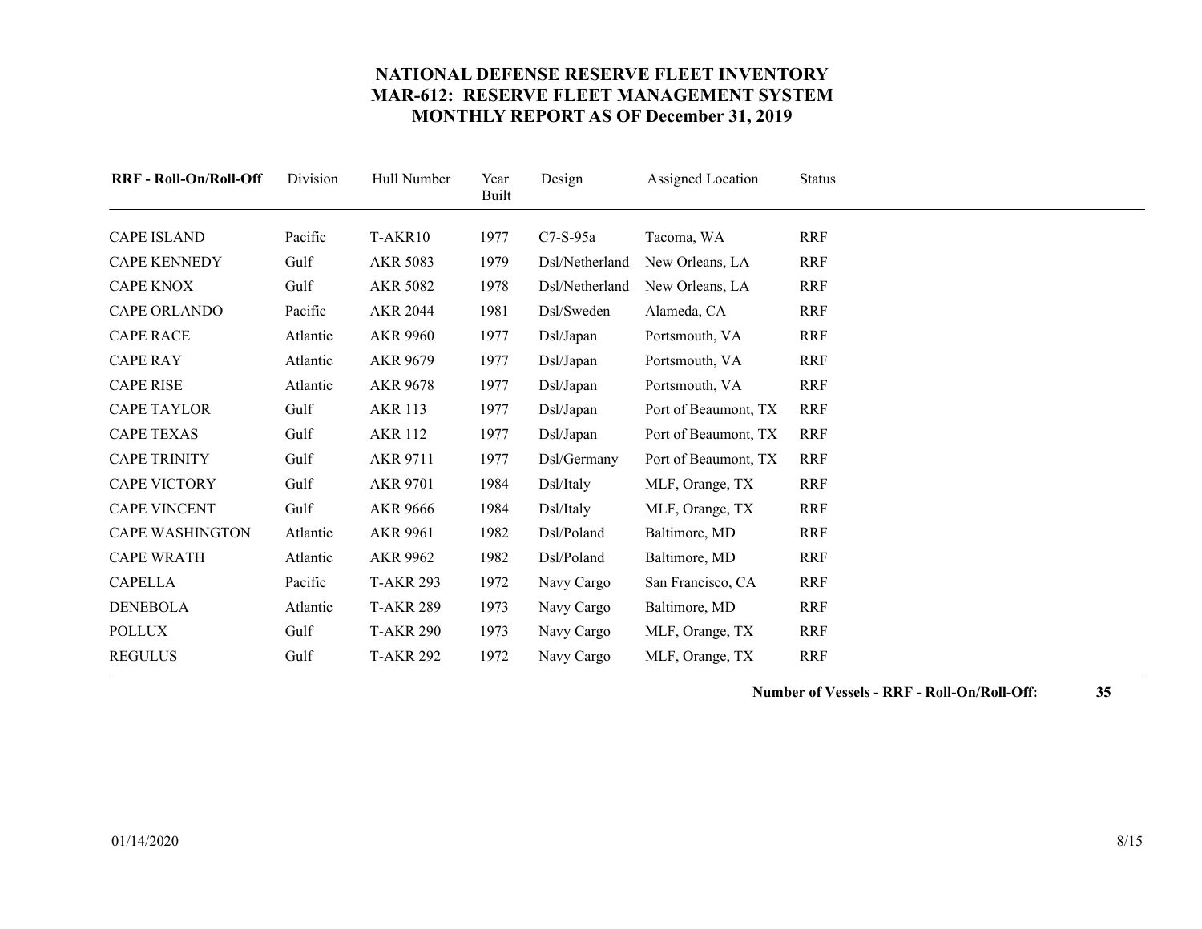# NATIONAL DEFENSE RESERVE FLEET INVENTORY
# MAR-612: RESERVE FLEET MANAGEMENT SYSTEM
# MONTHLY REPORT AS OF December 31, 2019

| RRF - Roll-On/Roll-Off | Division | Hull Number | Year Built | Design | Assigned Location | Status |
|---|---|---|---|---|---|---|
| CAPE ISLAND | Pacific | T-AKR10 | 1977 | C7-S-95a | Tacoma, WA | RRF |
| CAPE KENNEDY | Gulf | AKR 5083 | 1979 | Dsl/Netherland | New Orleans, LA | RRF |
| CAPE KNOX | Gulf | AKR 5082 | 1978 | Dsl/Netherland | New Orleans, LA | RRF |
| CAPE ORLANDO | Pacific | AKR 2044 | 1981 | Dsl/Sweden | Alameda, CA | RRF |
| CAPE RACE | Atlantic | AKR 9960 | 1977 | Dsl/Japan | Portsmouth, VA | RRF |
| CAPE RAY | Atlantic | AKR 9679 | 1977 | Dsl/Japan | Portsmouth, VA | RRF |
| CAPE RISE | Atlantic | AKR 9678 | 1977 | Dsl/Japan | Portsmouth, VA | RRF |
| CAPE TAYLOR | Gulf | AKR 113 | 1977 | Dsl/Japan | Port of Beaumont, TX | RRF |
| CAPE TEXAS | Gulf | AKR 112 | 1977 | Dsl/Japan | Port of Beaumont, TX | RRF |
| CAPE TRINITY | Gulf | AKR 9711 | 1977 | Dsl/Germany | Port of Beaumont, TX | RRF |
| CAPE VICTORY | Gulf | AKR 9701 | 1984 | Dsl/Italy | MLF, Orange, TX | RRF |
| CAPE VINCENT | Gulf | AKR 9666 | 1984 | Dsl/Italy | MLF, Orange, TX | RRF |
| CAPE WASHINGTON | Atlantic | AKR 9961 | 1982 | Dsl/Poland | Baltimore, MD | RRF |
| CAPE WRATH | Atlantic | AKR 9962 | 1982 | Dsl/Poland | Baltimore, MD | RRF |
| CAPELLA | Pacific | T-AKR 293 | 1972 | Navy Cargo | San Francisco, CA | RRF |
| DENEBOLA | Atlantic | T-AKR 289 | 1973 | Navy Cargo | Baltimore, MD | RRF |
| POLLUX | Gulf | T-AKR 290 | 1973 | Navy Cargo | MLF, Orange, TX | RRF |
| REGULUS | Gulf | T-AKR 292 | 1972 | Navy Cargo | MLF, Orange, TX | RRF |

**Number of Vessels - RRF - Roll-On/Roll-Off: 35**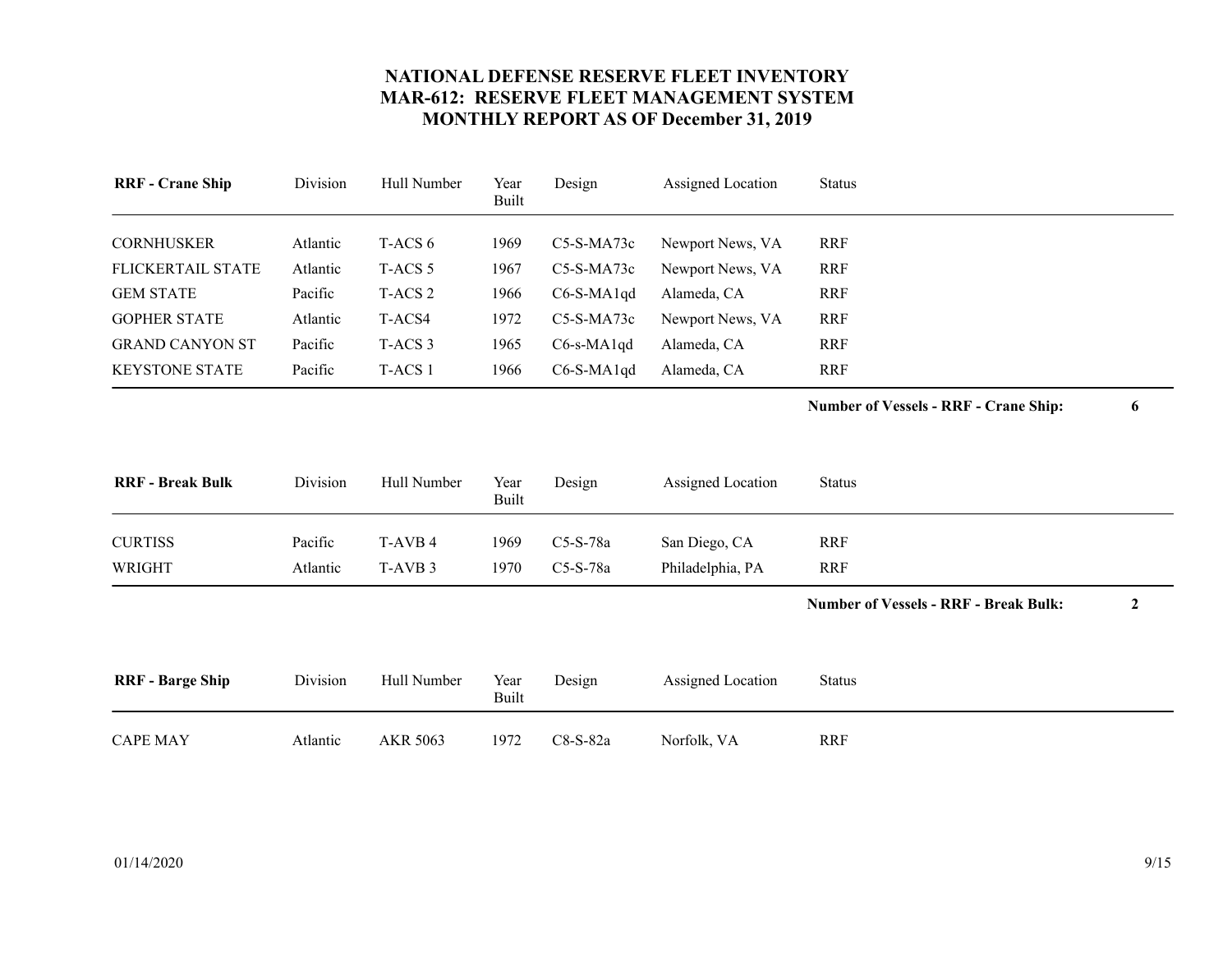# NATIONAL DEFENSE RESERVE FLEET INVENTORY
## MAR-612: RESERVE FLEET MANAGEMENT SYSTEM
## MONTHLY REPORT AS OF December 31, 2019

| RRF - Crane Ship | Division | Hull Number | Year Built | Design | Assigned Location | Status |
|---|---|---|---|---|---|---|
| CORNHUSKER | Atlantic | T-ACS 6 | 1969 | C5-S-MA73c | Newport News, VA | RRF |
| FLICKERTAIL STATE | Atlantic | T-ACS 5 | 1967 | C5-S-MA73c | Newport News, VA | RRF |
| GEM STATE | Pacific | T-ACS 2 | 1966 | C6-S-MA1qd | Alameda, CA | RRF |
| GOPHER STATE | Atlantic | T-ACS4 | 1972 | C5-S-MA73c | Newport News, VA | RRF |
| GRAND CANYON ST | Pacific | T-ACS 3 | 1965 | C6-s-MA1qd | Alameda, CA | RRF |
| KEYSTONE STATE | Pacific | T-ACS 1 | 1966 | C6-S-MA1qd | Alameda, CA | RRF |

**Number of Vessels - RRF - Crane Ship: 6**

| RRF - Break Bulk | Division | Hull Number | Year Built | Design | Assigned Location | Status |
|---|---|---|---|---|---|---|
| CURTISS | Pacific | T-AVB 4 | 1969 | C5-S-78a | San Diego, CA | RRF |
| WRIGHT | Atlantic | T-AVB 3 | 1970 | C5-S-78a | Philadelphia, PA | RRF |

**Number of Vessels - RRF - Break Bulk: 2**

| RRF - Barge Ship | Division | Hull Number | Year Built | Design | Assigned Location | Status |
|---|---|---|---|---|---|---|
| CAPE MAY | Atlantic | AKR 5063 | 1972 | C8-S-82a | Norfolk, VA | RRF |

01/14/2020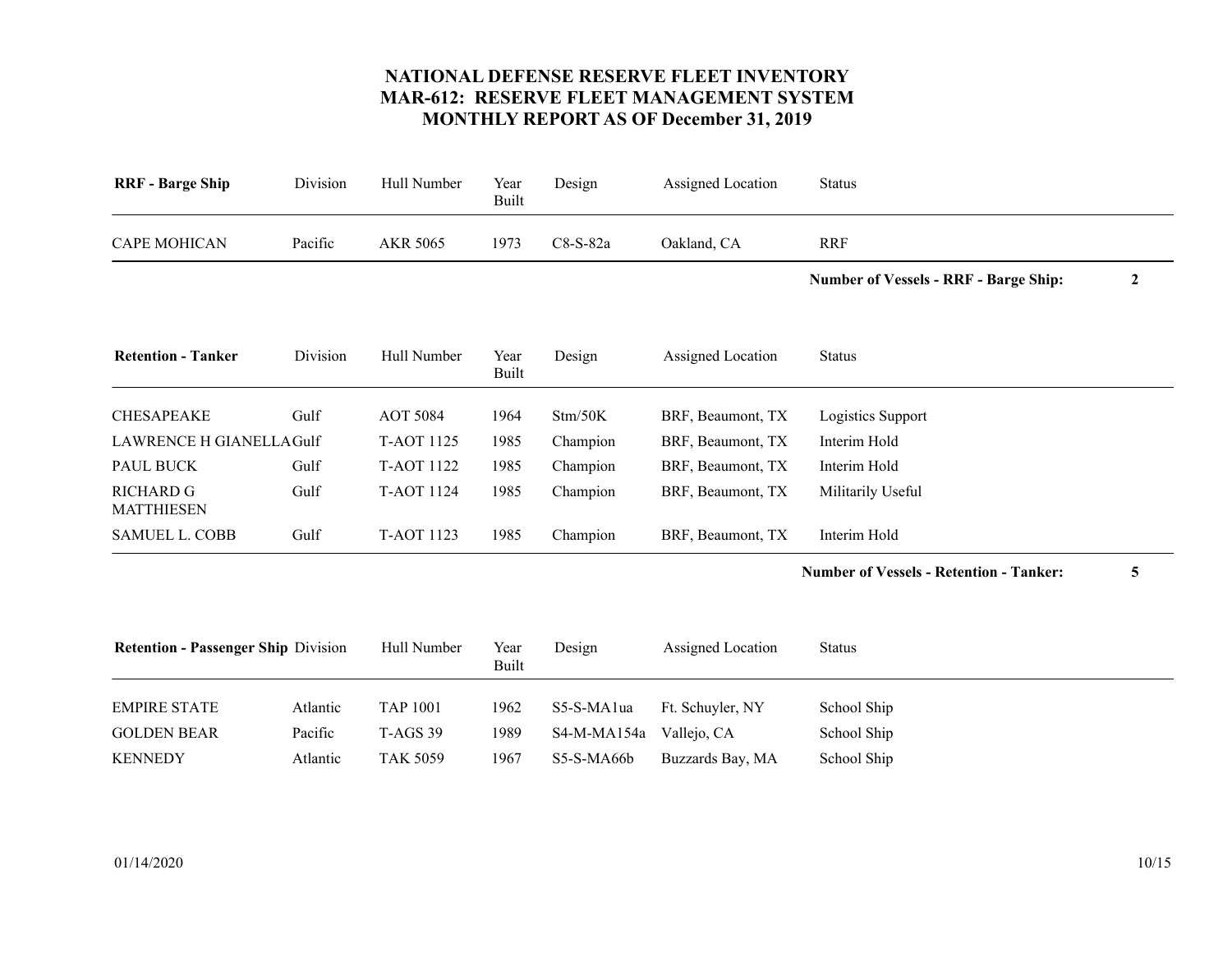# NATIONAL DEFENSE RESERVE FLEET INVENTORY
## MAR-612: RESERVE FLEET MANAGEMENT SYSTEM
## MONTHLY REPORT AS OF December 31, 2019

| RRF - Barge Ship | Division | Hull Number | Year Built | Design | Assigned Location | Status |
|---|---|---|---|---|---|---|
| CAPE MOHICAN | Pacific | AKR 5065 | 1973 | C8-S-82a | Oakland, CA | RRF |

**Number of Vessels - RRF - Barge Ship: 2**

| Retention - Tanker | Division | Hull Number | Year Built | Design | Assigned Location | Status |
|---|---|---|---|---|---|---|
| CHESAPEAKE | Gulf | AOT 5084 | 1964 | Stm/50K | BRF, Beaumont, TX | Logistics Support |
| LAWRENCE H GIANELLA | Gulf | T-AOT 1125 | 1985 | Champion | BRF, Beaumont, TX | Interim Hold |
| PAUL BUCK | Gulf | T-AOT 1122 | 1985 | Champion | BRF, Beaumont, TX | Interim Hold |
| RICHARD G MATTHIESEN | Gulf | T-AOT 1124 | 1985 | Champion | BRF, Beaumont, TX | Militarily Useful |
| SAMUEL L. COBB | Gulf | T-AOT 1123 | 1985 | Champion | BRF, Beaumont, TX | Interim Hold |

**Number of Vessels - Retention - Tanker: 5**

| Retention - Passenger Ship | Division | Hull Number | Year Built | Design | Assigned Location | Status |
|---|---|---|---|---|---|---|
| EMPIRE STATE | Atlantic | TAP 1001 | 1962 | S5-S-MA1ua | Ft. Schuyler, NY | School Ship |
| GOLDEN BEAR | Pacific | T-AGS 39 | 1989 | S4-M-MA154a | Vallejo, CA | School Ship |
| KENNEDY | Atlantic | TAK 5059 | 1967 | S5-S-MA66b | Buzzards Bay, MA | School Ship |

01/14/2020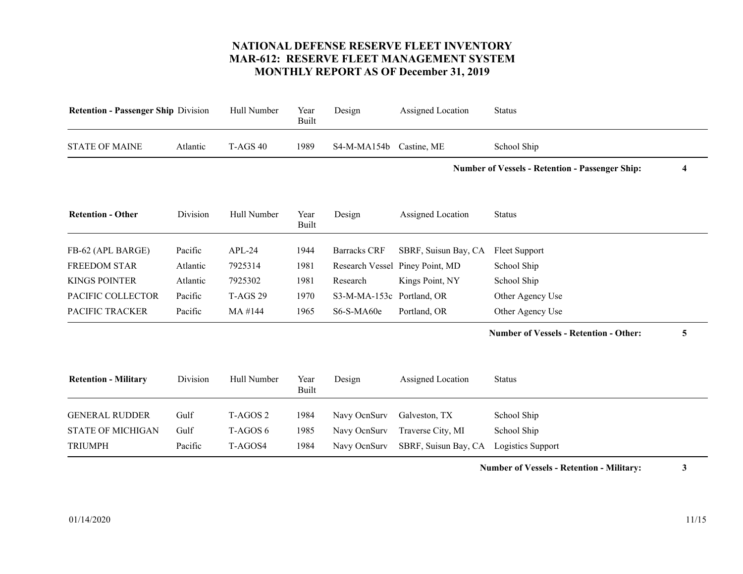# NATIONAL DEFENSE RESERVE FLEET INVENTORY
## MAR-612: RESERVE FLEET MANAGEMENT SYSTEM
## MONTHLY REPORT AS OF December 31, 2019

| Retention - Passenger Ship | Division | Hull Number | Year Built | Design | Assigned Location | Status |
|---|---|---|---|---|---|---|
| STATE OF MAINE | Atlantic | T-AGS 40 | 1989 | S4-M-MA154b | Castine, ME | School Ship |

**Number of Vessels - Retention - Passenger Ship: 4**

| Retention - Other | Division | Hull Number | Year Built | Design | Assigned Location | Status |
|---|---|---|---|---|---|---|
| FB-62 (APL BARGE) | Pacific | APL-24 | 1944 | Barracks CRF | SBRF, Suisun Bay, CA | Fleet Support |
| FREEDOM STAR | Atlantic | 7925314 | 1981 | Research Vessel | Piney Point, MD | School Ship |
| KINGS POINTER | Atlantic | 7925302 | 1981 | Research | Kings Point, NY | School Ship |
| PACIFIC COLLECTOR | Pacific | T-AGS 29 | 1970 | S3-M-MA-153c | Portland, OR | Other Agency Use |
| PACIFIC TRACKER | Pacific | MA #144 | 1965 | S6-S-MA60e | Portland, OR | Other Agency Use |

**Number of Vessels - Retention - Other: 5**

| Retention - Military | Division | Hull Number | Year Built | Design | Assigned Location | Status |
|---|---|---|---|---|---|---|
| GENERAL RUDDER | Gulf | T-AGOS 2 | 1984 | Navy OcnSurv | Galveston, TX | School Ship |
| STATE OF MICHIGAN | Gulf | T-AGOS 6 | 1985 | Navy OcnSurv | Traverse City, MI | School Ship |
| TRIUMPH | Pacific | T-AGOS4 | 1984 | Navy OcnSurv | SBRF, Suisun Bay, CA | Logistics Support |

**Number of Vessels - Retention - Military: 3**

01/14/2020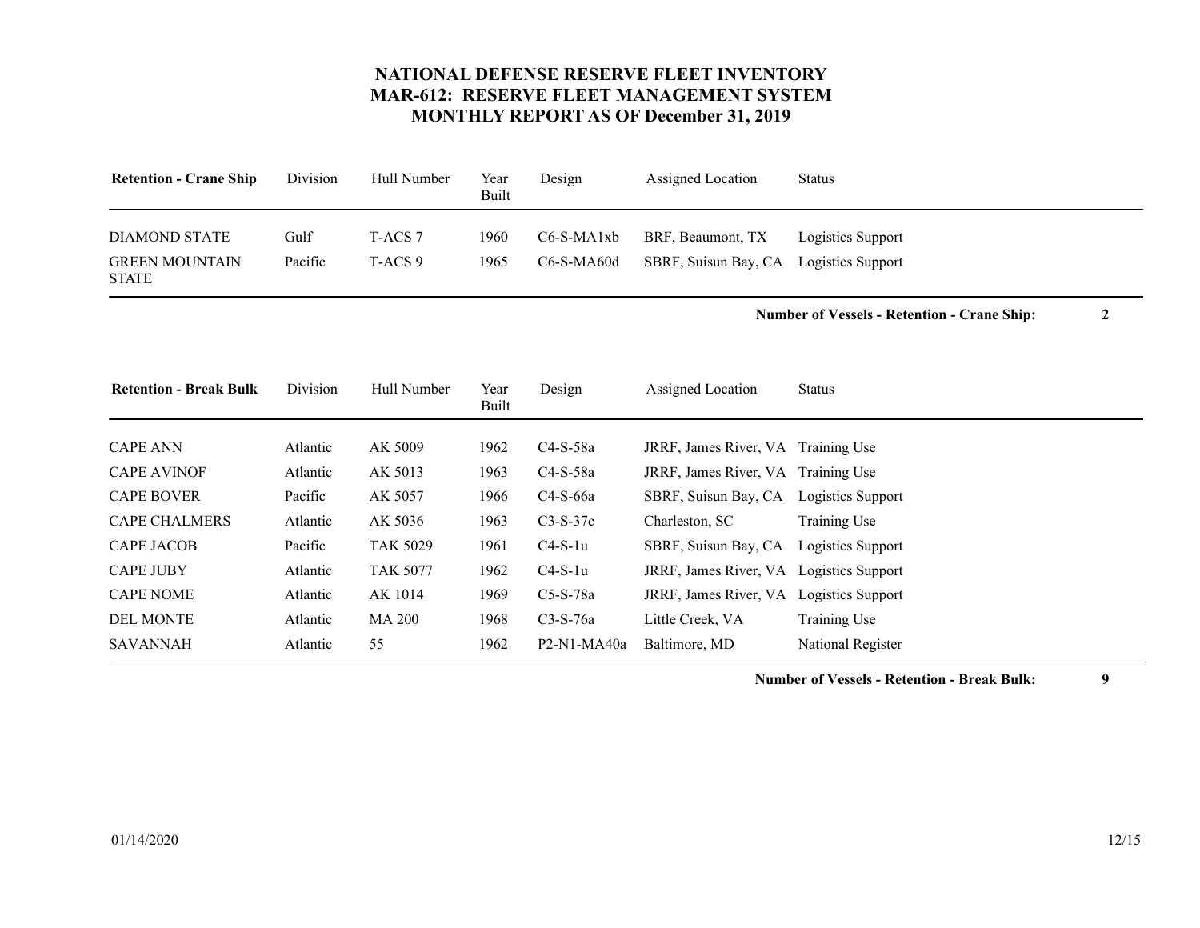# NATIONAL DEFENSE RESERVE FLEET INVENTORY
# MAR-612: RESERVE FLEET MANAGEMENT SYSTEM
# MONTHLY REPORT AS OF December 31, 2019

| Retention - Crane Ship | Division | Hull Number | Year Built | Design | Assigned Location | Status |
|---|---|---|---|---|---|---|
| DIAMOND STATE | Gulf | T-ACS 7 | 1960 | C6-S-MA1xb | BRF, Beaumont, TX | Logistics Support |
| GREEN MOUNTAIN STATE | Pacific | T-ACS 9 | 1965 | C6-S-MA60d | SBRF, Suisun Bay, CA | Logistics Support |

**Number of Vessels - Retention - Crane Ship: 2**

| Retention - Break Bulk | Division | Hull Number | Year Built | Design | Assigned Location | Status |
|---|---|---|---|---|---|---|
| CAPE ANN | Atlantic | AK 5009 | 1962 | C4-S-58a | JRRF, James River, VA | Training Use |
| CAPE AVINOF | Atlantic | AK 5013 | 1963 | C4-S-58a | JRRF, James River, VA | Training Use |
| CAPE BOVER | Pacific | AK 5057 | 1966 | C4-S-66a | SBRF, Suisun Bay, CA | Logistics Support |
| CAPE CHALMERS | Atlantic | AK 5036 | 1963 | C3-S-37c | Charleston, SC | Training Use |
| CAPE JACOB | Pacific | TAK 5029 | 1961 | C4-S-1u | SBRF, Suisun Bay, CA | Logistics Support |
| CAPE JUBY | Atlantic | TAK 5077 | 1962 | C4-S-1u | JRRF, James River, VA | Logistics Support |
| CAPE NOME | Atlantic | AK 1014 | 1969 | C5-S-78a | JRRF, James River, VA | Logistics Support |
| DEL MONTE | Atlantic | MA 200 | 1968 | C3-S-76a | Little Creek, VA | Training Use |
| SAVANNAH | Atlantic | 55 | 1962 | P2-N1-MA40a | Baltimore, MD | National Register |

**Number of Vessels - Retention - Break Bulk: 9**

01/14/2020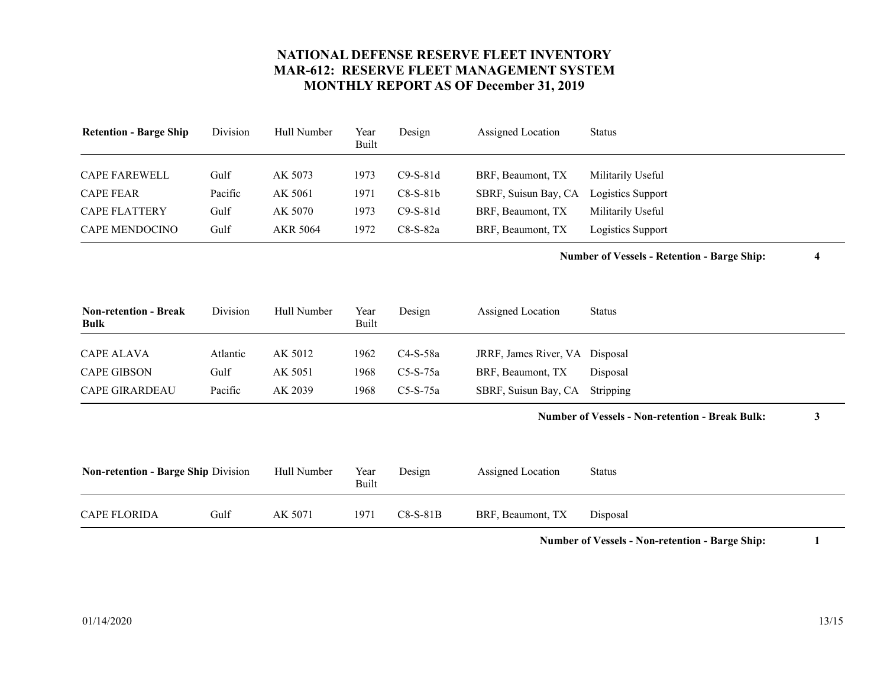# NATIONAL DEFENSE RESERVE FLEET INVENTORY
## MAR-612: RESERVE FLEET MANAGEMENT SYSTEM
## MONTHLY REPORT AS OF December 31, 2019

| Retention - Barge Ship | Division | Hull Number | Year Built | Design | Assigned Location | Status |
|---|---|---|---|---|---|---|
| CAPE FAREWELL | Gulf | AK 5073 | 1973 | C9-S-81d | BRF, Beaumont, TX | Militarily Useful |
| CAPE FEAR | Pacific | AK 5061 | 1971 | C8-S-81b | SBRF, Suisun Bay, CA | Logistics Support |
| CAPE FLATTERY | Gulf | AK 5070 | 1973 | C9-S-81d | BRF, Beaumont, TX | Militarily Useful |
| CAPE MENDOCINO | Gulf | AKR 5064 | 1972 | C8-S-82a | BRF, Beaumont, TX | Logistics Support |

**Number of Vessels - Retention - Barge Ship: 4**

| Non-retention - Break Bulk | Division | Hull Number | Year Built | Design | Assigned Location | Status |
|---|---|---|---|---|---|---|
| CAPE ALAVA | Atlantic | AK 5012 | 1962 | C4-S-58a | JRRF, James River, VA | Disposal |
| CAPE GIBSON | Gulf | AK 5051 | 1968 | C5-S-75a | BRF, Beaumont, TX | Disposal |
| CAPE GIRARDEAU | Pacific | AK 2039 | 1968 | C5-S-75a | SBRF, Suisun Bay, CA | Stripping |

**Number of Vessels - Non-retention - Break Bulk: 3**

| Non-retention - Barge Ship | Division | Hull Number | Year Built | Design | Assigned Location | Status |
|---|---|---|---|---|---|---|
| CAPE FLORIDA | Gulf | AK 5071 | 1971 | C8-S-81B | BRF, Beaumont, TX | Disposal |

**Number of Vessels - Non-retention - Barge Ship: 1**

01/14/2020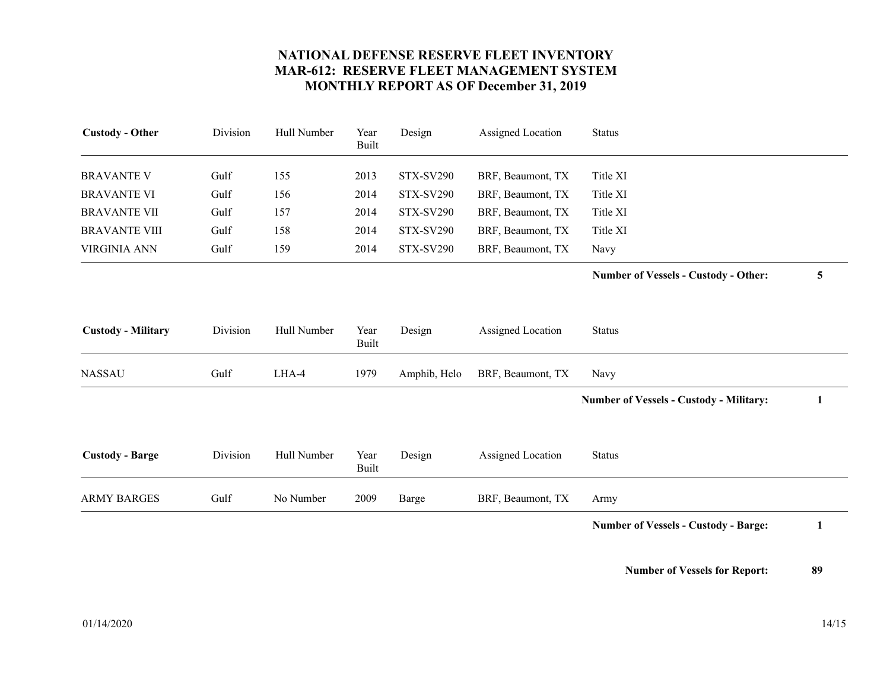# NATIONAL DEFENSE RESERVE FLEET INVENTORY
# MAR-612: RESERVE FLEET MANAGEMENT SYSTEM
# MONTHLY REPORT AS OF December 31, 2019

| **Custody - Other** | Division | Hull Number | Year Built | Design | Assigned Location | Status |
|---|---|---|---|---|---|---|
| BRAVANTE V | Gulf | 155 | 2013 | STX-SV290 | BRF, Beaumont, TX | Title XI |
| BRAVANTE VI | Gulf | 156 | 2014 | STX-SV290 | BRF, Beaumont, TX | Title XI |
| BRAVANTE VII | Gulf | 157 | 2014 | STX-SV290 | BRF, Beaumont, TX | Title XI |
| BRAVANTE VIII | Gulf | 158 | 2014 | STX-SV290 | BRF, Beaumont, TX | Title XI |
| VIRGINIA ANN | Gulf | 159 | 2014 | STX-SV290 | BRF, Beaumont, TX | Navy |

**Number of Vessels - Custody - Other: 5**

| **Custody - Military** | Division | Hull Number | Year Built | Design | Assigned Location | Status |
|---|---|---|---|---|---|---|
| NASSAU | Gulf | LHA-4 | 1979 | Amphib, Helo | BRF, Beaumont, TX | Navy |

**Number of Vessels - Custody - Military: 1**

| **Custody - Barge** | Division | Hull Number | Year Built | Design | Assigned Location | Status |
|---|---|---|---|---|---|---|
| ARMY BARGES | Gulf | No Number | 2009 | Barge | BRF, Beaumont, TX | Army |

**Number of Vessels - Custody - Barge: 1**

**Number of Vessels for Report: 89**

01/14/2020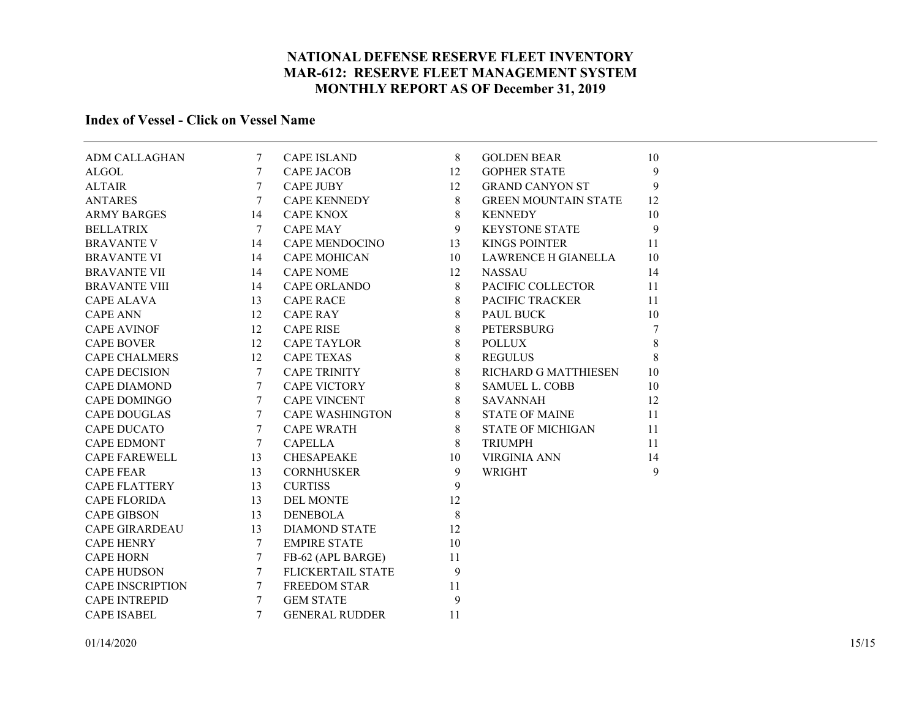# NATIONAL DEFENSE RESERVE FLEET INVENTORY
# MAR-612: RESERVE FLEET MANAGEMENT SYSTEM
# MONTHLY REPORT AS OF December 31, 2019

## Index of Vessel - Click on Vessel Name

| | | | | | |
|---|---|---|---|---|---|
| ADM CALLAGHAN | 7 | CAPE ISLAND | 8 | GOLDEN BEAR | 10 |
| ALGOL | 7 | CAPE JACOB | 12 | GOPHER STATE | 9 |
| ALTAIR | 7 | CAPE JUBY | 12 | GRAND CANYON ST | 9 |
| ANTARES | 7 | CAPE KENNEDY | 8 | GREEN MOUNTAIN STATE | 12 |
| ARMY BARGES | 14 | CAPE KNOX | 8 | KENNEDY | 10 |
| BELLATRIX | 7 | CAPE MAY | 9 | KEYSTONE STATE | 9 |
| BRAVANTE V | 14 | CAPE MENDOCINO | 13 | KINGS POINTER | 11 |
| BRAVANTE VI | 14 | CAPE MOHICAN | 10 | LAWRENCE H GIANELLA | 10 |
| BRAVANTE VII | 14 | CAPE NOME | 12 | NASSAU | 14 |
| BRAVANTE VIII | 14 | CAPE ORLANDO | 8 | PACIFIC COLLECTOR | 11 |
| CAPE ALAVA | 13 | CAPE RACE | 8 | PACIFIC TRACKER | 11 |
| CAPE ANN | 12 | CAPE RAY | 8 | PAUL BUCK | 10 |
| CAPE AVINOF | 12 | CAPE RISE | 8 | PETERSBURG | 7 |
| CAPE BOVER | 12 | CAPE TAYLOR | 8 | POLLUX | 8 |
| CAPE CHALMERS | 12 | CAPE TEXAS | 8 | REGULUS | 8 |
| CAPE DECISION | 7 | CAPE TRINITY | 8 | RICHARD G MATTHIESEN | 10 |
| CAPE DIAMOND | 7 | CAPE VICTORY | 8 | SAMUEL L. COBB | 10 |
| CAPE DOMINGO | 7 | CAPE VINCENT | 8 | SAVANNAH | 12 |
| CAPE DOUGLAS | 7 | CAPE WASHINGTON | 8 | STATE OF MAINE | 11 |
| CAPE DUCATO | 7 | CAPE WRATH | 8 | STATE OF MICHIGAN | 11 |
| CAPE EDMONT | 7 | CAPELLA | 8 | TRIUMPH | 11 |
| CAPE FAREWELL | 13 | CHESAPEAKE | 10 | VIRGINIA ANN | 14 |
| CAPE FEAR | 13 | CORNHUSKER | 9 | WRIGHT | 9 |
| CAPE FLATTERY | 13 | CURTISS | 9 | | |
| CAPE FLORIDA | 13 | DEL MONTE | 12 | | |
| CAPE GIBSON | 13 | DENEBOLA | 8 | | |
| CAPE GIRARDEAU | 13 | DIAMOND STATE | 12 | | |
| CAPE HENRY | 7 | EMPIRE STATE | 10 | | |
| CAPE HORN | 7 | FB-62 (APL BARGE) | 11 | | |
| CAPE HUDSON | 7 | FLICKERTAIL STATE | 9 | | |
| CAPE INSCRIPTION | 7 | FREEDOM STAR | 11 | | |
| CAPE INTREPID | 7 | GEM STATE | 9 | | |
| CAPE ISABEL | 7 | GENERAL RUDDER | 11 | | |

01/14/2020